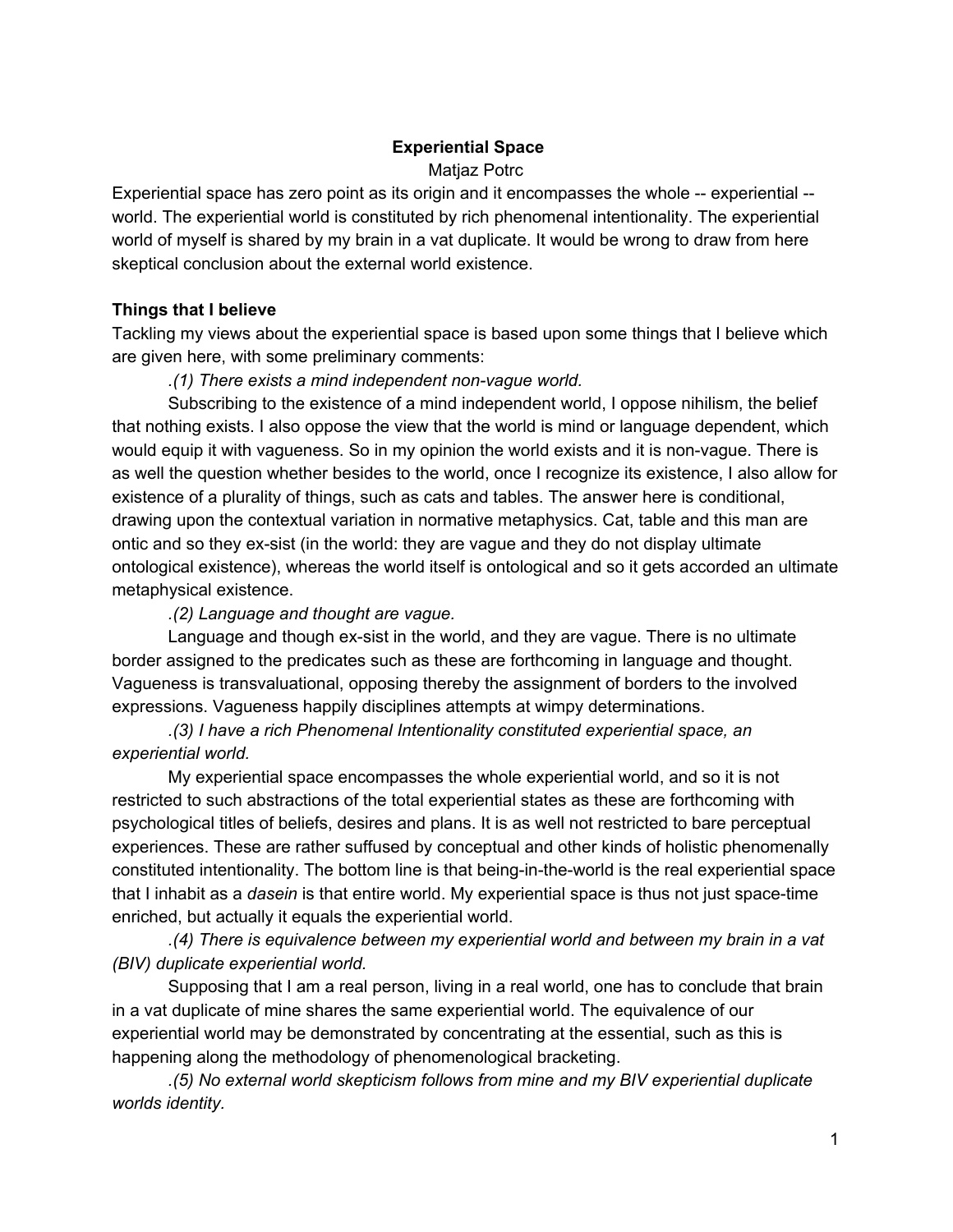# Experiential Space

Matjaz Potrc

Experiential space has zero point as its origin and it encompasses the whole -- experiential -- world. The experiential world is constituted by rich phenomenal intentionality. The experiential world of myself is shared by my brain in a vat duplicate. It would be wrong to draw from here skeptical conclusion about the external world existence.

## Things that I believe

Tackling my views about the experiential space is based upon some things that I believe which are given here, with some preliminary comments:

*.(1) There exists a mind independent non-vague world.*

Subscribing to the existence of a mind independent world, I oppose nihilism, the belief that nothing exists. I also oppose the view that the world is mind or language dependent, which would equip it with vagueness. So in my opinion the world exists and it is non-vague. There is as well the question whether besides to the world, once I recognize its existence, I also allow for existence of a plurality of things, such as cats and tables. The answer here is conditional, drawing upon the contextual variation in normative metaphysics. Cat, table and this man are ontic and so they ex-sist (in the world: they are vague and they do not display ultimate ontological existence), whereas the world itself is ontological and so it gets accorded an ultimate metaphysical existence.

*.(2) Language and thought are vague.*

Language and though ex-sist in the world, and they are vague. There is no ultimate border assigned to the predicates such as these are forthcoming in language and thought. Vagueness is transvaluational, opposing thereby the assignment of borders to the involved expressions. Vagueness happily disciplines attempts at wimpy determinations.

*.(3) I have a rich Phenomenal Intentionality constituted experiential space, an experiential world.*

My experiential space encompasses the whole experiential world, and so it is not restricted to such abstractions of the total experiential states as these are forthcoming with psychological titles of beliefs, desires and plans. It is as well not restricted to bare perceptual experiences. These are rather suffused by conceptual and other kinds of holistic phenomenally constituted intentionality. The bottom line is that being-in-the-world is the real experiential space that I inhabit as a *dasein* is that entire world. My experiential space is thus not just space-time enriched, but actually it equals the experiential world.

*.(4) There is equivalence between my experiential world and between my brain in a vat (BIV) duplicate experiential world.*

Supposing that I am a real person, living in a real world, one has to conclude that brain in a vat duplicate of mine shares the same experiential world. The equivalence of our experiential world may be demonstrated by concentrating at the essential, such as this is happening along the methodology of phenomenological bracketing.

*.(5) No external world skepticism follows from mine and my BIV experiential duplicate worlds identity.*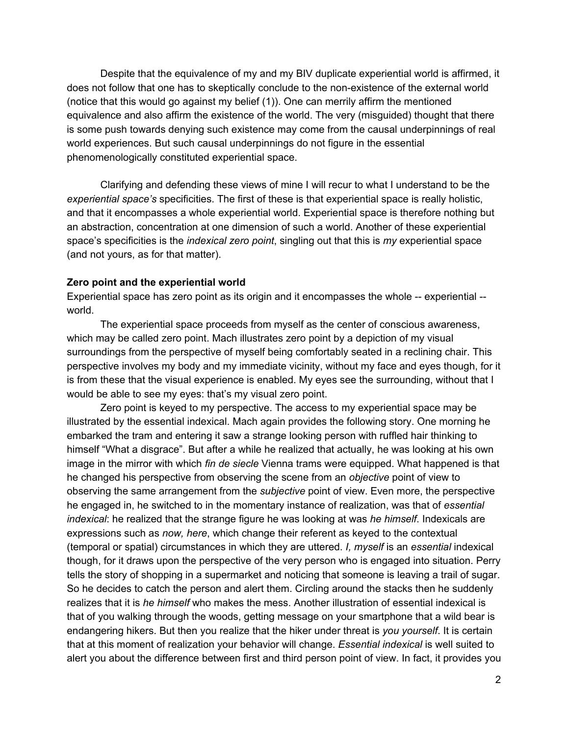Despite that the equivalence of my and my BIV duplicate experiential world is affirmed, it does not follow that one has to skeptically conclude to the non-existence of the external world (notice that this would go against my belief (1)). One can merrily affirm the mentioned equivalence and also affirm the existence of the world. The very (misguided) thought that there is some push towards denying such existence may come from the causal underpinnings of real world experiences. But such causal underpinnings do not figure in the essential phenomenologically constituted experiential space.

Clarifying and defending these views of mine I will recur to what I understand to be the *experiential space's* specificities. The first of these is that experiential space is really holistic, and that it encompasses a whole experiential world. Experiential space is therefore nothing but an abstraction, concentration at one dimension of such a world. Another of these experiential space's specificities is the *indexical zero point*, singling out that this is *my* experiential space (and not yours, as for that matter).

**Zero point and the experiential world**

Experiential space has zero point as its origin and it encompasses the whole -- experiential -- world.

The experiential space proceeds from myself as the center of conscious awareness, which may be called zero point. Mach illustrates zero point by a depiction of my visual surroundings from the perspective of myself being comfortably seated in a reclining chair. This perspective involves my body and my immediate vicinity, without my face and eyes though, for it is from these that the visual experience is enabled. My eyes see the surrounding, without that I would be able to see my eyes: that's my visual zero point.

Zero point is keyed to my perspective. The access to my experiential space may be illustrated by the essential indexical. Mach again provides the following story. One morning he embarked the tram and entering it saw a strange looking person with ruffled hair thinking to himself "What a disgrace". But after a while he realized that actually, he was looking at his own image in the mirror with which *fin de siecle* Vienna trams were equipped. What happened is that he changed his perspective from observing the scene from an *objective* point of view to observing the same arrangement from the *subjective* point of view. Even more, the perspective he engaged in, he switched to in the momentary instance of realization, was that of *essential indexical*: he realized that the strange figure he was looking at was *he himself*. Indexicals are expressions such as *now, here*, which change their referent as keyed to the contextual (temporal or spatial) circumstances in which they are uttered. *I, myself* is an *essential* indexical though, for it draws upon the perspective of the very person who is engaged into situation. Perry tells the story of shopping in a supermarket and noticing that someone is leaving a trail of sugar. So he decides to catch the person and alert them. Circling around the stacks then he suddenly realizes that it is *he himself* who makes the mess. Another illustration of essential indexical is that of you walking through the woods, getting message on your smartphone that a wild bear is endangering hikers. But then you realize that the hiker under threat is *you yourself*. It is certain that at this moment of realization your behavior will change. *Essential indexical* is well suited to alert you about the difference between first and third person point of view. In fact, it provides you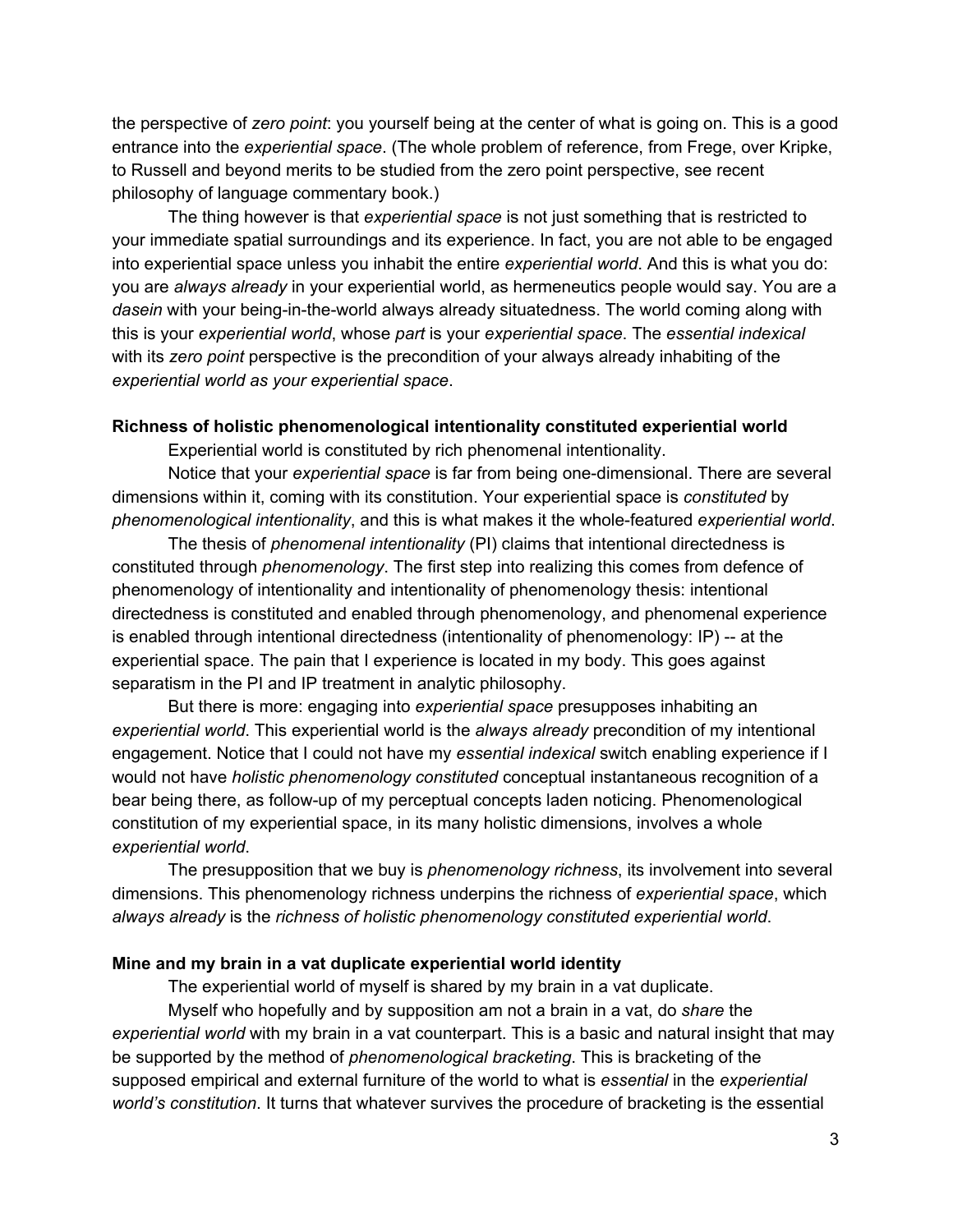the perspective of *zero point*: you yourself being at the center of what is going on. This is a good entrance into the *experiential space*. (The whole problem of reference, from Frege, over Kripke, to Russell and beyond merits to be studied from the zero point perspective, see recent philosophy of language commentary book.)

The thing however is that *experiential space* is not just something that is restricted to your immediate spatial surroundings and its experience. In fact, you are not able to be engaged into experiential space unless you inhabit the entire *experiential world*. And this is what you do: you are *always already* in your experiential world, as hermeneutics people would say. You are a *dasein* with your being-in-the-world always already situatedness. The world coming along with this is your *experiential world*, whose *part* is your *experiential space*. The *essential indexical* with its *zero point* perspective is the precondition of your always already inhabiting of the *experiential world as your experiential space*.

### Richness of holistic phenomenological intentionality constituted experiential world

Experiential world is constituted by rich phenomenal intentionality.

Notice that your *experiential space* is far from being one-dimensional. There are several dimensions within it, coming with its constitution. Your experiential space is *constituted* by *phenomenological intentionality*, and this is what makes it the whole-featured *experiential world*.

The thesis of *phenomenal intentionality* (PI) claims that intentional directedness is constituted through *phenomenology*. The first step into realizing this comes from defence of phenomenology of intentionality and intentionality of phenomenology thesis: intentional directedness is constituted and enabled through phenomenology, and phenomenal experience is enabled through intentional directedness (intentionality of phenomenology: IP) -- at the experiential space. The pain that I experience is located in my body. This goes against separatism in the PI and IP treatment in analytic philosophy.

But there is more: engaging into *experiential space* presupposes inhabiting an *experiential world*. This experiential world is the *always already* precondition of my intentional engagement. Notice that I could not have my *essential indexical* switch enabling experience if I would not have *holistic phenomenology constituted* conceptual instantaneous recognition of a bear being there, as follow-up of my perceptual concepts laden noticing. Phenomenological constitution of my experiential space, in its many holistic dimensions, involves a whole *experiential world*.

The presupposition that we buy is *phenomenology richness*, its involvement into several dimensions. This phenomenology richness underpins the richness of *experiential space*, which *always already* is the *richness of holistic phenomenology constituted experiential world*.

### Mine and my brain in a vat duplicate experiential world identity

The experiential world of myself is shared by my brain in a vat duplicate.

Myself who hopefully and by supposition am not a brain in a vat, do *share* the *experiential world* with my brain in a vat counterpart. This is a basic and natural insight that may be supported by the method of *phenomenological bracketing*. This is bracketing of the supposed empirical and external furniture of the world to what is *essential* in the *experiential world's constitution*. It turns that whatever survives the procedure of bracketing is the essential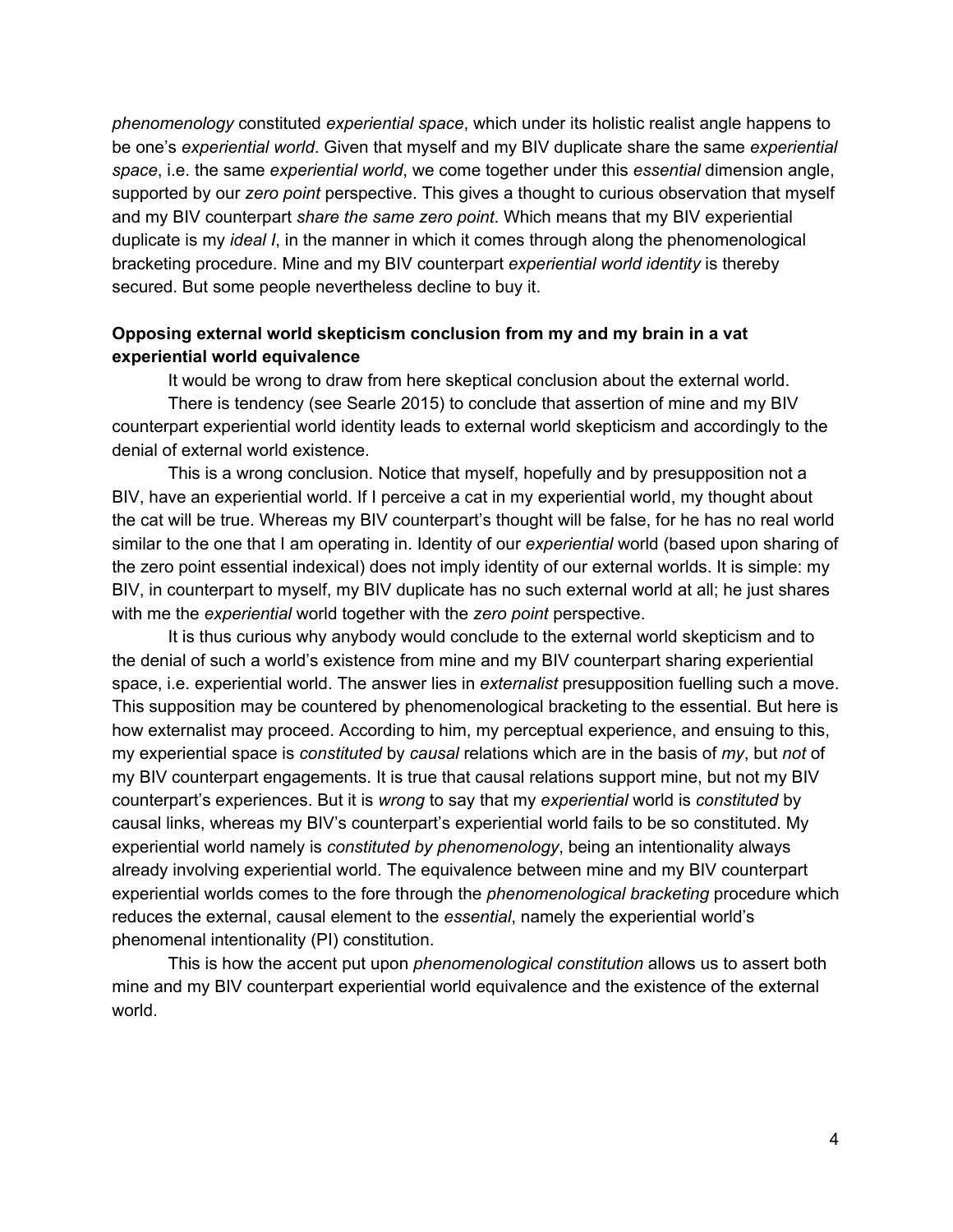*phenomenology* constituted *experiential space*, which under its holistic realist angle happens to be one's *experiential world*. Given that myself and my BIV duplicate share the same *experiential space*, i.e. the same *experiential world*, we come together under this *essential* dimension angle, supported by our *zero point* perspective. This gives a thought to curious observation that myself and my BIV counterpart *share the same zero point*. Which means that my BIV experiential duplicate is my *ideal I*, in the manner in which it comes through along the phenomenological bracketing procedure. Mine and my BIV counterpart *experiential world identity* is thereby secured. But some people nevertheless decline to buy it.

**Opposing external world skepticism conclusion from my and my brain in a vat experiential world equivalence**

It would be wrong to draw from here skeptical conclusion about the external world.

There is tendency (see Searle 2015) to conclude that assertion of mine and my BIV counterpart experiential world identity leads to external world skepticism and accordingly to the denial of external world existence.

This is a wrong conclusion. Notice that myself, hopefully and by presupposition not a BIV, have an experiential world. If I perceive a cat in my experiential world, my thought about the cat will be true. Whereas my BIV counterpart's thought will be false, for he has no real world similar to the one that I am operating in. Identity of our *experiential* world (based upon sharing of the zero point essential indexical) does not imply identity of our external worlds. It is simple: my BIV, in counterpart to myself, my BIV duplicate has no such external world at all; he just shares with me the *experiential* world together with the *zero point* perspective.

It is thus curious why anybody would conclude to the external world skepticism and to the denial of such a world's existence from mine and my BIV counterpart sharing experiential space, i.e. experiential world. The answer lies in *externalist* presupposition fuelling such a move. This supposition may be countered by phenomenological bracketing to the essential. But here is how externalist may proceed. According to him, my perceptual experience, and ensuing to this, my experiential space is *constituted* by *causal* relations which are in the basis of *my*, but *not* of my BIV counterpart engagements. It is true that causal relations support mine, but not my BIV counterpart's experiences. But it is *wrong* to say that my *experiential* world is *constituted* by causal links, whereas my BIV's counterpart's experiential world fails to be so constituted. My experiential world namely is *constituted by phenomenology*, being an intentionality always already involving experiential world. The equivalence between mine and my BIV counterpart experiential worlds comes to the fore through the *phenomenological bracketing* procedure which reduces the external, causal element to the *essential*, namely the experiential world's phenomenal intentionality (PI) constitution.

This is how the accent put upon *phenomenological constitution* allows us to assert both mine and my BIV counterpart experiential world equivalence and the existence of the external world.